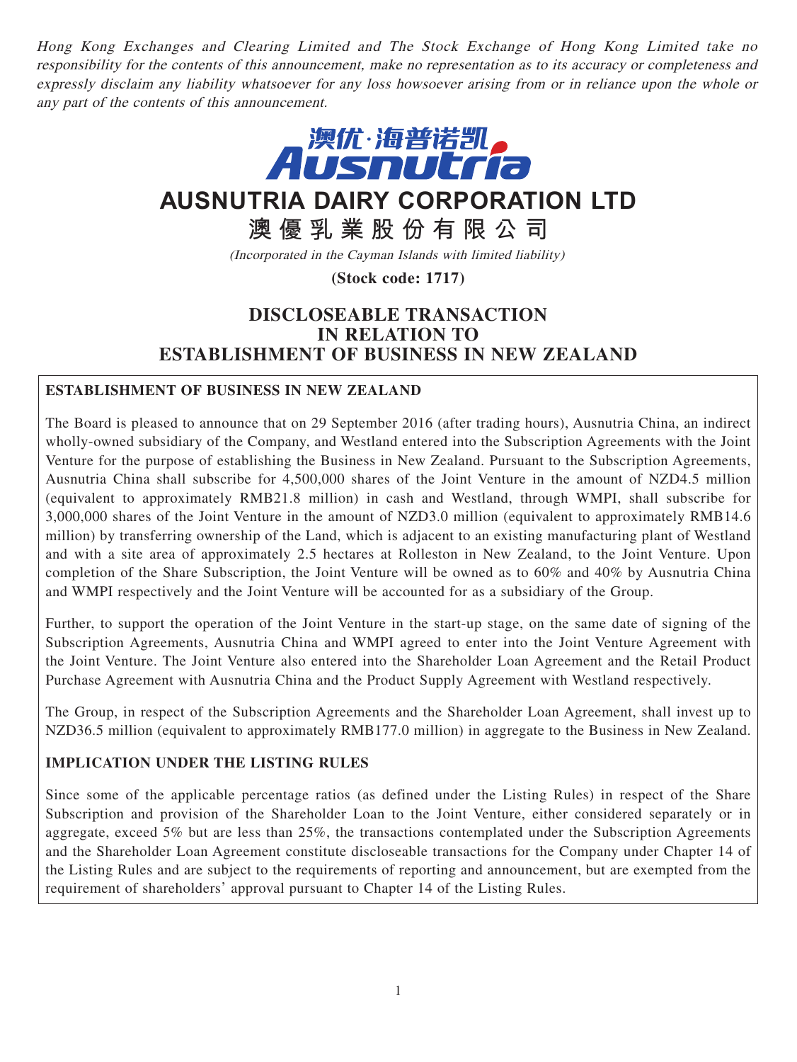*Hong Kong Exchanges and Clearing Limited and The Stock Exchange of Hong Kong Limited take no responsibility for the contents of this announcement, make no representation as to its accuracy or completeness and expressly disclaim any liability whatsoever for any loss howsoever arising from or in reliance upon the whole or any part of the contents of this announcement.*

澳优·海普诺凯
Ausnutria

# AUSNUTRIA DAIRY CORPORATION LTD

# 澳優乳業股份有限公司

*(Incorporated in the Cayman Islands with limited liability)*

**(Stock code: 1717)**

# DISCLOSEABLE TRANSACTION IN RELATION TO ESTABLISHMENT OF BUSINESS IN NEW ZEALAND

## ESTABLISHMENT OF BUSINESS IN NEW ZEALAND

The Board is pleased to announce that on 29 September 2016 (after trading hours), Ausnutria China, an indirect wholly-owned subsidiary of the Company, and Westland entered into the Subscription Agreements with the Joint Venture for the purpose of establishing the Business in New Zealand. Pursuant to the Subscription Agreements, Ausnutria China shall subscribe for 4,500,000 shares of the Joint Venture in the amount of NZD4.5 million (equivalent to approximately RMB21.8 million) in cash and Westland, through WMPI, shall subscribe for 3,000,000 shares of the Joint Venture in the amount of NZD3.0 million (equivalent to approximately RMB14.6 million) by transferring ownership of the Land, which is adjacent to an existing manufacturing plant of Westland and with a site area of approximately 2.5 hectares at Rolleston in New Zealand, to the Joint Venture. Upon completion of the Share Subscription, the Joint Venture will be owned as to 60% and 40% by Ausnutria China and WMPI respectively and the Joint Venture will be accounted for as a subsidiary of the Group.

Further, to support the operation of the Joint Venture in the start-up stage, on the same date of signing of the Subscription Agreements, Ausnutria China and WMPI agreed to enter into the Joint Venture Agreement with the Joint Venture. The Joint Venture also entered into the Shareholder Loan Agreement and the Retail Product Purchase Agreement with Ausnutria China and the Product Supply Agreement with Westland respectively.

The Group, in respect of the Subscription Agreements and the Shareholder Loan Agreement, shall invest up to NZD36.5 million (equivalent to approximately RMB177.0 million) in aggregate to the Business in New Zealand.

## IMPLICATION UNDER THE LISTING RULES

Since some of the applicable percentage ratios (as defined under the Listing Rules) in respect of the Share Subscription and provision of the Shareholder Loan to the Joint Venture, either considered separately or in aggregate, exceed 5% but are less than 25%, the transactions contemplated under the Subscription Agreements and the Shareholder Loan Agreement constitute discloseable transactions for the Company under Chapter 14 of the Listing Rules and are subject to the requirements of reporting and announcement, but are exempted from the requirement of shareholders' approval pursuant to Chapter 14 of the Listing Rules.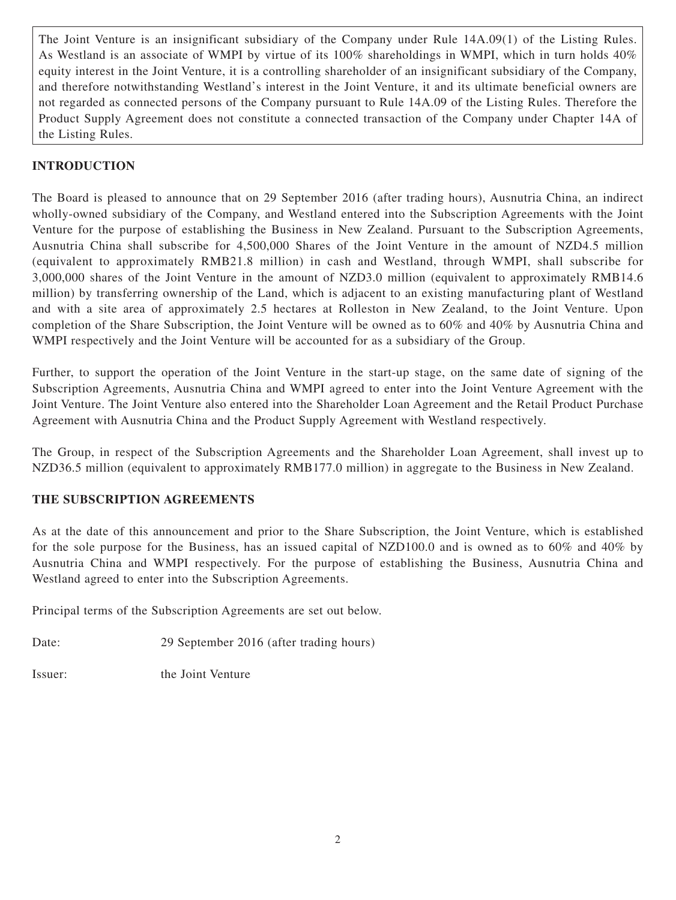The Joint Venture is an insignificant subsidiary of the Company under Rule 14A.09(1) of the Listing Rules. As Westland is an associate of WMPI by virtue of its 100% shareholdings in WMPI, which in turn holds 40% equity interest in the Joint Venture, it is a controlling shareholder of an insignificant subsidiary of the Company, and therefore notwithstanding Westland's interest in the Joint Venture, it and its ultimate beneficial owners are not regarded as connected persons of the Company pursuant to Rule 14A.09 of the Listing Rules. Therefore the Product Supply Agreement does not constitute a connected transaction of the Company under Chapter 14A of the Listing Rules.

## INTRODUCTION

The Board is pleased to announce that on 29 September 2016 (after trading hours), Ausnutria China, an indirect wholly-owned subsidiary of the Company, and Westland entered into the Subscription Agreements with the Joint Venture for the purpose of establishing the Business in New Zealand. Pursuant to the Subscription Agreements, Ausnutria China shall subscribe for 4,500,000 Shares of the Joint Venture in the amount of NZD4.5 million (equivalent to approximately RMB21.8 million) in cash and Westland, through WMPI, shall subscribe for 3,000,000 shares of the Joint Venture in the amount of NZD3.0 million (equivalent to approximately RMB14.6 million) by transferring ownership of the Land, which is adjacent to an existing manufacturing plant of Westland and with a site area of approximately 2.5 hectares at Rolleston in New Zealand, to the Joint Venture. Upon completion of the Share Subscription, the Joint Venture will be owned as to 60% and 40% by Ausnutria China and WMPI respectively and the Joint Venture will be accounted for as a subsidiary of the Group.

Further, to support the operation of the Joint Venture in the start-up stage, on the same date of signing of the Subscription Agreements, Ausnutria China and WMPI agreed to enter into the Joint Venture Agreement with the Joint Venture. The Joint Venture also entered into the Shareholder Loan Agreement and the Retail Product Purchase Agreement with Ausnutria China and the Product Supply Agreement with Westland respectively.

The Group, in respect of the Subscription Agreements and the Shareholder Loan Agreement, shall invest up to NZD36.5 million (equivalent to approximately RMB177.0 million) in aggregate to the Business in New Zealand.

## THE SUBSCRIPTION AGREEMENTS

As at the date of this announcement and prior to the Share Subscription, the Joint Venture, which is established for the sole purpose for the Business, has an issued capital of NZD100.0 and is owned as to 60% and 40% by Ausnutria China and WMPI respectively. For the purpose of establishing the Business, Ausnutria China and Westland agreed to enter into the Subscription Agreements.

Principal terms of the Subscription Agreements are set out below.

Date: 29 September 2016 (after trading hours)

Issuer: the Joint Venture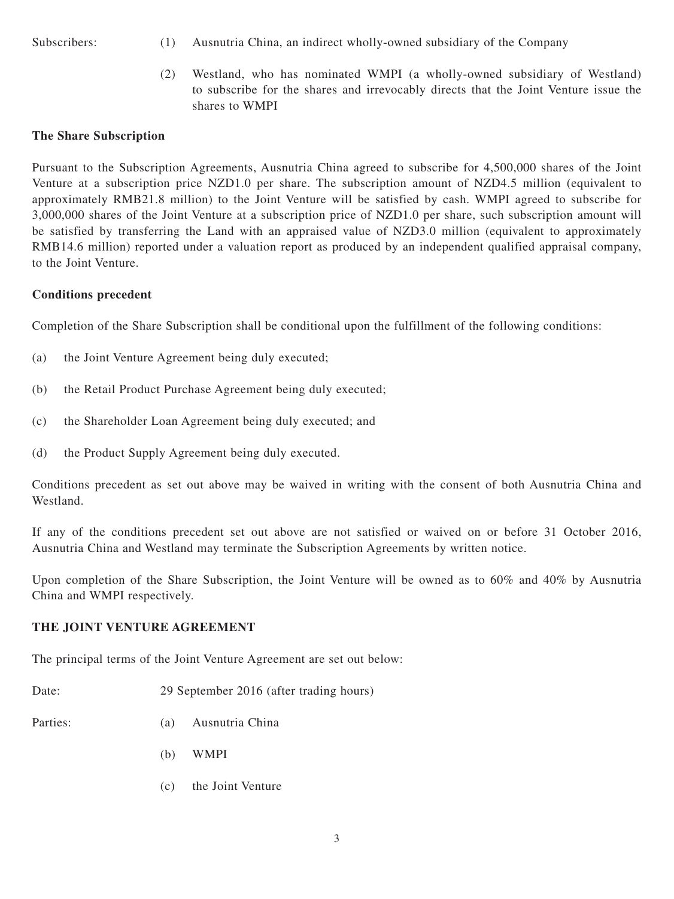Subscribers:

(1) Ausnutria China, an indirect wholly-owned subsidiary of the Company

(2) Westland, who has nominated WMPI (a wholly-owned subsidiary of Westland) to subscribe for the shares and irrevocably directs that the Joint Venture issue the shares to WMPI

**The Share Subscription**

Pursuant to the Subscription Agreements, Ausnutria China agreed to subscribe for 4,500,000 shares of the Joint Venture at a subscription price NZD1.0 per share. The subscription amount of NZD4.5 million (equivalent to approximately RMB21.8 million) to the Joint Venture will be satisfied by cash. WMPI agreed to subscribe for 3,000,000 shares of the Joint Venture at a subscription price of NZD1.0 per share, such subscription amount will be satisfied by transferring the Land with an appraised value of NZD3.0 million (equivalent to approximately RMB14.6 million) reported under a valuation report as produced by an independent qualified appraisal company, to the Joint Venture.

**Conditions precedent**

Completion of the Share Subscription shall be conditional upon the fulfillment of the following conditions:

(a) the Joint Venture Agreement being duly executed;

(b) the Retail Product Purchase Agreement being duly executed;

(c) the Shareholder Loan Agreement being duly executed; and

(d) the Product Supply Agreement being duly executed.

Conditions precedent as set out above may be waived in writing with the consent of both Ausnutria China and Westland.

If any of the conditions precedent set out above are not satisfied or waived on or before 31 October 2016, Ausnutria China and Westland may terminate the Subscription Agreements by written notice.

Upon completion of the Share Subscription, the Joint Venture will be owned as to 60% and 40% by Ausnutria China and WMPI respectively.

**THE JOINT VENTURE AGREEMENT**

The principal terms of the Joint Venture Agreement are set out below:

Date: 29 September 2016 (after trading hours)

Parties:

(a) Ausnutria China

(b) WMPI

(c) the Joint Venture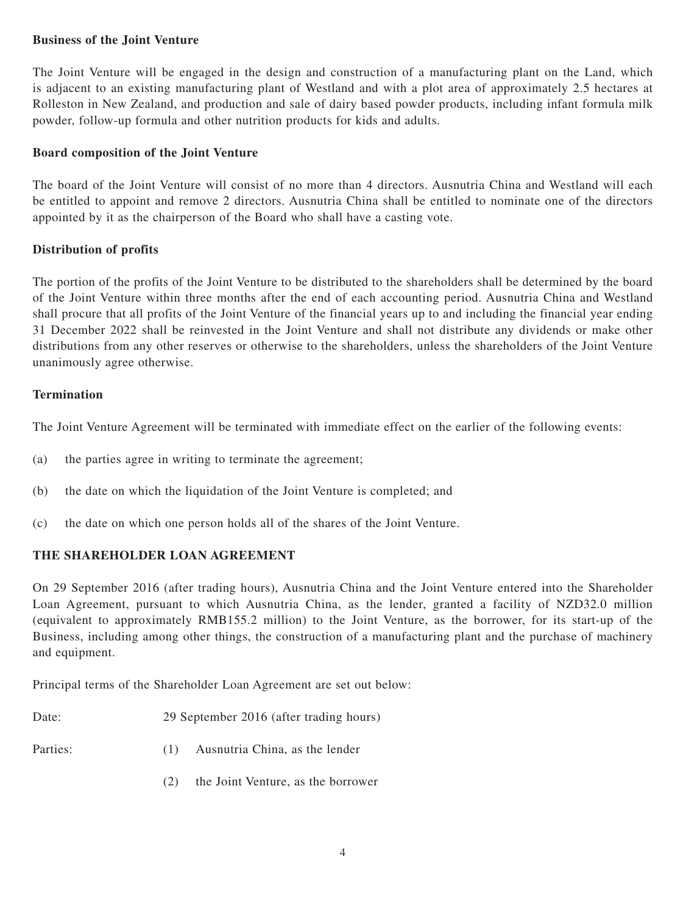**Business of the Joint Venture**

The Joint Venture will be engaged in the design and construction of a manufacturing plant on the Land, which is adjacent to an existing manufacturing plant of Westland and with a plot area of approximately 2.5 hectares at Rolleston in New Zealand, and production and sale of dairy based powder products, including infant formula milk powder, follow-up formula and other nutrition products for kids and adults.

**Board composition of the Joint Venture**

The board of the Joint Venture will consist of no more than 4 directors. Ausnutria China and Westland will each be entitled to appoint and remove 2 directors. Ausnutria China shall be entitled to nominate one of the directors appointed by it as the chairperson of the Board who shall have a casting vote.

**Distribution of profits**

The portion of the profits of the Joint Venture to be distributed to the shareholders shall be determined by the board of the Joint Venture within three months after the end of each accounting period. Ausnutria China and Westland shall procure that all profits of the Joint Venture of the financial years up to and including the financial year ending 31 December 2022 shall be reinvested in the Joint Venture and shall not distribute any dividends or make other distributions from any other reserves or otherwise to the shareholders, unless the shareholders of the Joint Venture unanimously agree otherwise.

**Termination**

The Joint Venture Agreement will be terminated with immediate effect on the earlier of the following events:

(a) the parties agree in writing to terminate the agreement;

(b) the date on which the liquidation of the Joint Venture is completed; and

(c) the date on which one person holds all of the shares of the Joint Venture.

**THE SHAREHOLDER LOAN AGREEMENT**

On 29 September 2016 (after trading hours), Ausnutria China and the Joint Venture entered into the Shareholder Loan Agreement, pursuant to which Ausnutria China, as the lender, granted a facility of NZD32.0 million (equivalent to approximately RMB155.2 million) to the Joint Venture, as the borrower, for its start-up of the Business, including among other things, the construction of a manufacturing plant and the purchase of machinery and equipment.

Principal terms of the Shareholder Loan Agreement are set out below:

Date: 29 September 2016 (after trading hours)

Parties: (1) Ausnutria China, as the lender

(2) the Joint Venture, as the borrower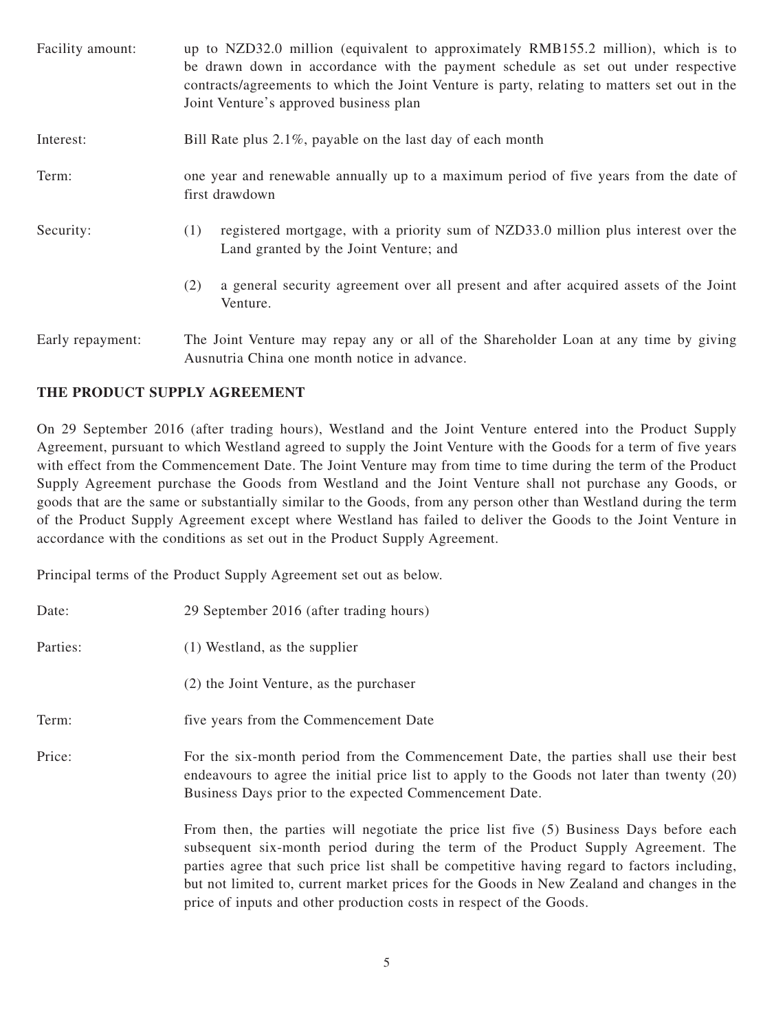| | |
|---|---|
| Facility amount: | up to NZD32.0 million (equivalent to approximately RMB155.2 million), which is to be drawn down in accordance with the payment schedule as set out under respective contracts/agreements to which the Joint Venture is party, relating to matters set out in the Joint Venture's approved business plan |
| Interest: | Bill Rate plus 2.1%, payable on the last day of each month |
| Term: | one year and renewable annually up to a maximum period of five years from the date of first drawdown |
| Security: | (1) registered mortgage, with a priority sum of NZD33.0 million plus interest over the Land granted by the Joint Venture; and<br>(2) a general security agreement over all present and after acquired assets of the Joint Venture. |
| Early repayment: | The Joint Venture may repay any or all of the Shareholder Loan at any time by giving Ausnutria China one month notice in advance. |

## THE PRODUCT SUPPLY AGREEMENT

On 29 September 2016 (after trading hours), Westland and the Joint Venture entered into the Product Supply Agreement, pursuant to which Westland agreed to supply the Joint Venture with the Goods for a term of five years with effect from the Commencement Date. The Joint Venture may from time to time during the term of the Product Supply Agreement purchase the Goods from Westland and the Joint Venture shall not purchase any Goods, or goods that are the same or substantially similar to the Goods, from any person other than Westland during the term of the Product Supply Agreement except where Westland has failed to deliver the Goods to the Joint Venture in accordance with the conditions as set out in the Product Supply Agreement.

Principal terms of the Product Supply Agreement set out as below.

| | |
|---|---|
| Date: | 29 September 2016 (after trading hours) |
| Parties: | (1) Westland, as the supplier<br>(2) the Joint Venture, as the purchaser |
| Term: | five years from the Commencement Date |
| Price: | For the six-month period from the Commencement Date, the parties shall use their best endeavours to agree the initial price list to apply to the Goods not later than twenty (20) Business Days prior to the expected Commencement Date.<br><br>From then, the parties will negotiate the price list five (5) Business Days before each subsequent six-month period during the term of the Product Supply Agreement. The parties agree that such price list shall be competitive having regard to factors including, but not limited to, current market prices for the Goods in New Zealand and changes in the price of inputs and other production costs in respect of the Goods. |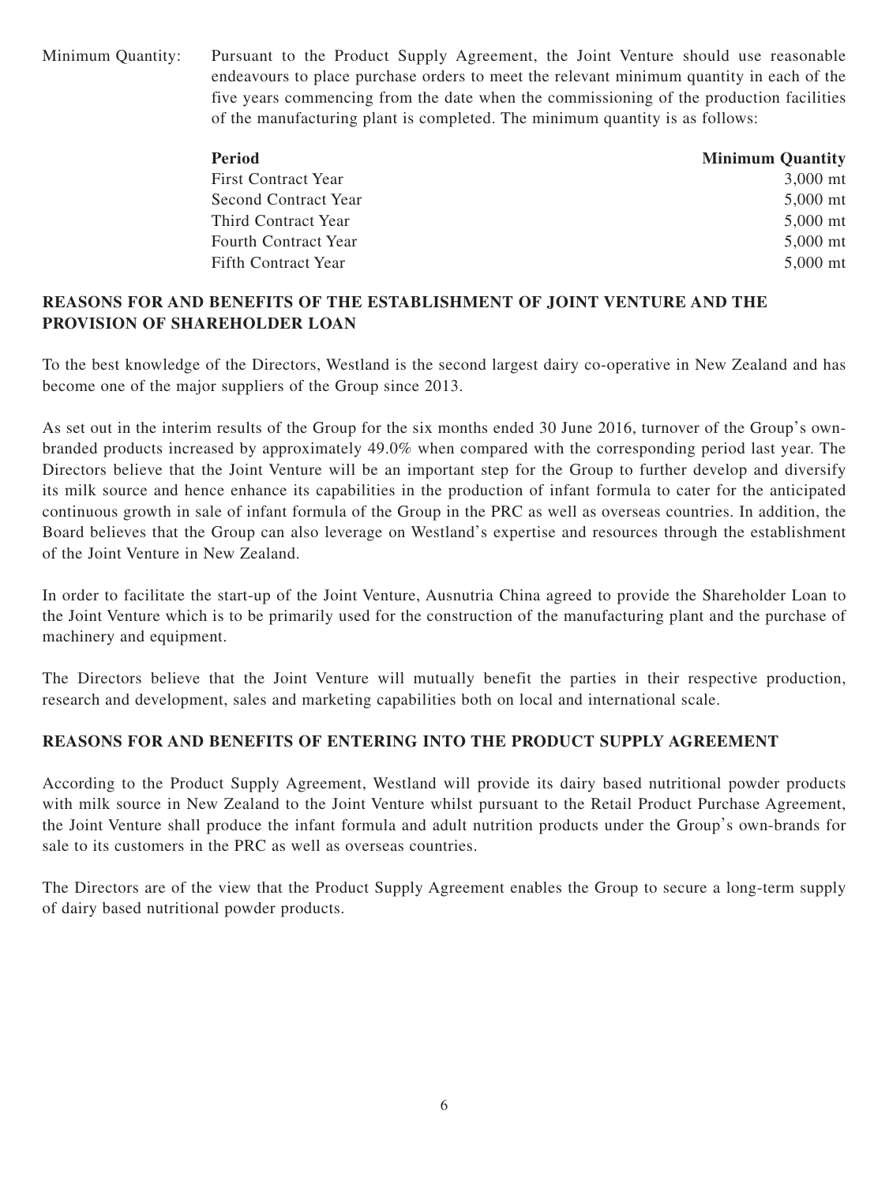Minimum Quantity: Pursuant to the Product Supply Agreement, the Joint Venture should use reasonable endeavours to place purchase orders to meet the relevant minimum quantity in each of the five years commencing from the date when the commissioning of the production facilities of the manufacturing plant is completed. The minimum quantity is as follows:

| Period | Minimum Quantity |
|---|---|
| First Contract Year | 3,000 mt |
| Second Contract Year | 5,000 mt |
| Third Contract Year | 5,000 mt |
| Fourth Contract Year | 5,000 mt |
| Fifth Contract Year | 5,000 mt |

## REASONS FOR AND BENEFITS OF THE ESTABLISHMENT OF JOINT VENTURE AND THE PROVISION OF SHAREHOLDER LOAN

To the best knowledge of the Directors, Westland is the second largest dairy co-operative in New Zealand and has become one of the major suppliers of the Group since 2013.

As set out in the interim results of the Group for the six months ended 30 June 2016, turnover of the Group's own-branded products increased by approximately 49.0% when compared with the corresponding period last year. The Directors believe that the Joint Venture will be an important step for the Group to further develop and diversify its milk source and hence enhance its capabilities in the production of infant formula to cater for the anticipated continuous growth in sale of infant formula of the Group in the PRC as well as overseas countries. In addition, the Board believes that the Group can also leverage on Westland's expertise and resources through the establishment of the Joint Venture in New Zealand.

In order to facilitate the start-up of the Joint Venture, Ausnutria China agreed to provide the Shareholder Loan to the Joint Venture which is to be primarily used for the construction of the manufacturing plant and the purchase of machinery and equipment.

The Directors believe that the Joint Venture will mutually benefit the parties in their respective production, research and development, sales and marketing capabilities both on local and international scale.

## REASONS FOR AND BENEFITS OF ENTERING INTO THE PRODUCT SUPPLY AGREEMENT

According to the Product Supply Agreement, Westland will provide its dairy based nutritional powder products with milk source in New Zealand to the Joint Venture whilst pursuant to the Retail Product Purchase Agreement, the Joint Venture shall produce the infant formula and adult nutrition products under the Group's own-brands for sale to its customers in the PRC as well as overseas countries.

The Directors are of the view that the Product Supply Agreement enables the Group to secure a long-term supply of dairy based nutritional powder products.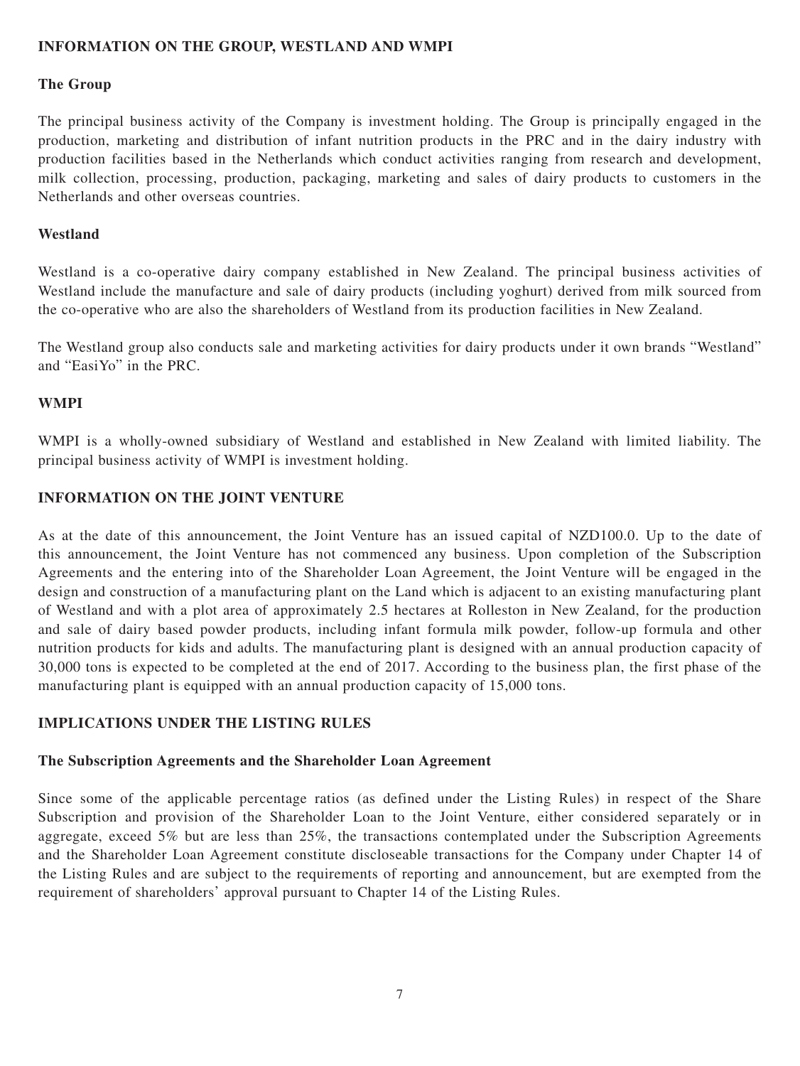## INFORMATION ON THE GROUP, WESTLAND AND WMPI

### The Group

The principal business activity of the Company is investment holding. The Group is principally engaged in the production, marketing and distribution of infant nutrition products in the PRC and in the dairy industry with production facilities based in the Netherlands which conduct activities ranging from research and development, milk collection, processing, production, packaging, marketing and sales of dairy products to customers in the Netherlands and other overseas countries.

### Westland

Westland is a co-operative dairy company established in New Zealand. The principal business activities of Westland include the manufacture and sale of dairy products (including yoghurt) derived from milk sourced from the co-operative who are also the shareholders of Westland from its production facilities in New Zealand.

The Westland group also conducts sale and marketing activities for dairy products under it own brands "Westland" and "EasiYo" in the PRC.

### WMPI

WMPI is a wholly-owned subsidiary of Westland and established in New Zealand with limited liability. The principal business activity of WMPI is investment holding.

## INFORMATION ON THE JOINT VENTURE

As at the date of this announcement, the Joint Venture has an issued capital of NZD100.0. Up to the date of this announcement, the Joint Venture has not commenced any business. Upon completion of the Subscription Agreements and the entering into of the Shareholder Loan Agreement, the Joint Venture will be engaged in the design and construction of a manufacturing plant on the Land which is adjacent to an existing manufacturing plant of Westland and with a plot area of approximately 2.5 hectares at Rolleston in New Zealand, for the production and sale of dairy based powder products, including infant formula milk powder, follow-up formula and other nutrition products for kids and adults. The manufacturing plant is designed with an annual production capacity of 30,000 tons is expected to be completed at the end of 2017. According to the business plan, the first phase of the manufacturing plant is equipped with an annual production capacity of 15,000 tons.

## IMPLICATIONS UNDER THE LISTING RULES

### The Subscription Agreements and the Shareholder Loan Agreement

Since some of the applicable percentage ratios (as defined under the Listing Rules) in respect of the Share Subscription and provision of the Shareholder Loan to the Joint Venture, either considered separately or in aggregate, exceed 5% but are less than 25%, the transactions contemplated under the Subscription Agreements and the Shareholder Loan Agreement constitute discloseable transactions for the Company under Chapter 14 of the Listing Rules and are subject to the requirements of reporting and announcement, but are exempted from the requirement of shareholders' approval pursuant to Chapter 14 of the Listing Rules.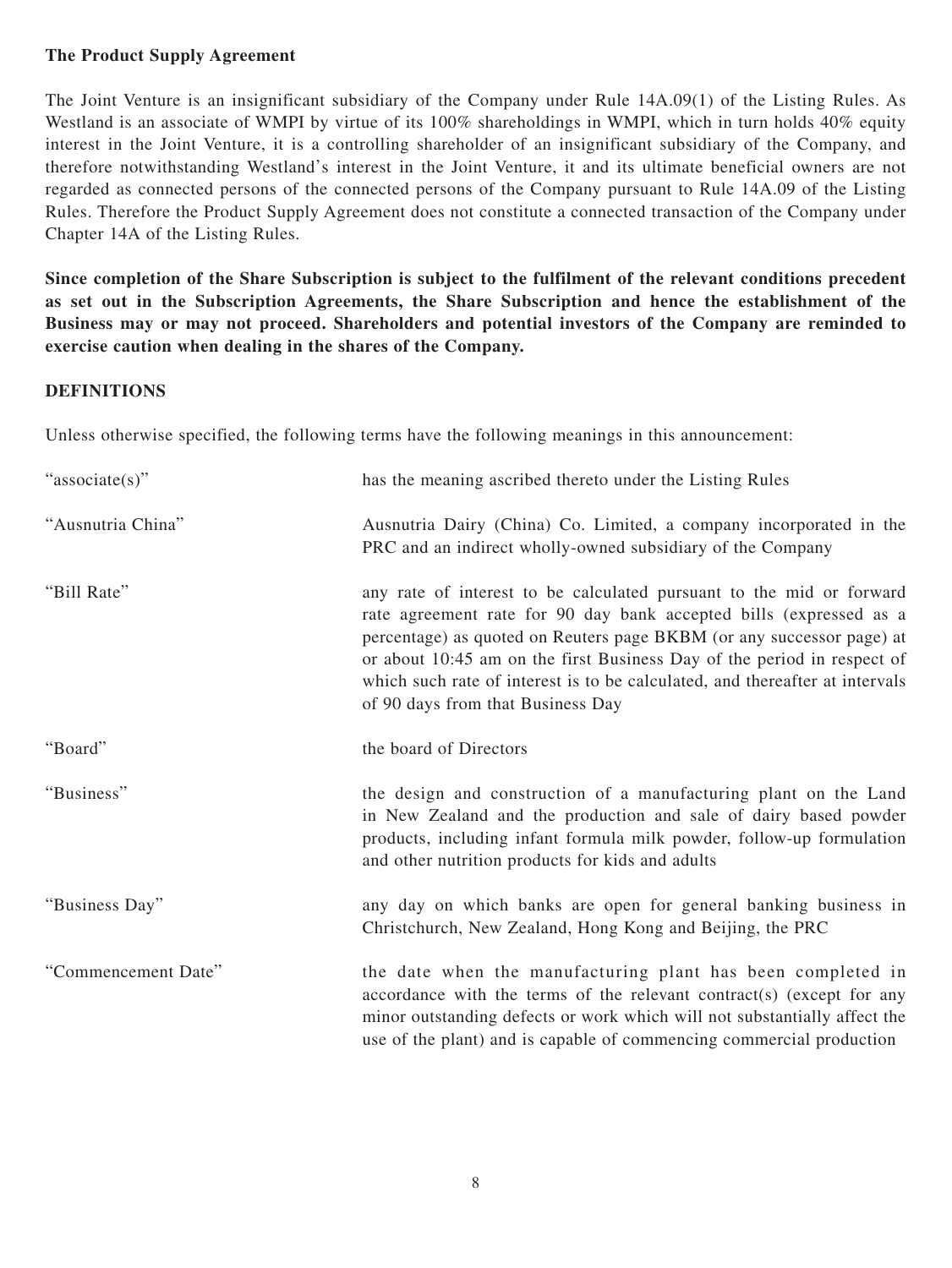**The Product Supply Agreement**

The Joint Venture is an insignificant subsidiary of the Company under Rule 14A.09(1) of the Listing Rules. As Westland is an associate of WMPI by virtue of its 100% shareholdings in WMPI, which in turn holds 40% equity interest in the Joint Venture, it is a controlling shareholder of an insignificant subsidiary of the Company, and therefore notwithstanding Westland's interest in the Joint Venture, it and its ultimate beneficial owners are not regarded as connected persons of the connected persons of the Company pursuant to Rule 14A.09 of the Listing Rules. Therefore the Product Supply Agreement does not constitute a connected transaction of the Company under Chapter 14A of the Listing Rules.

**Since completion of the Share Subscription is subject to the fulfilment of the relevant conditions precedent as set out in the Subscription Agreements, the Share Subscription and hence the establishment of the Business may or may not proceed. Shareholders and potential investors of the Company are reminded to exercise caution when dealing in the shares of the Company.**

**DEFINITIONS**

Unless otherwise specified, the following terms have the following meanings in this announcement:

| | |
|---|---|
| "associate(s)" | has the meaning ascribed thereto under the Listing Rules |
| "Ausnutria China" | Ausnutria Dairy (China) Co. Limited, a company incorporated in the PRC and an indirect wholly-owned subsidiary of the Company |
| "Bill Rate" | any rate of interest to be calculated pursuant to the mid or forward rate agreement rate for 90 day bank accepted bills (expressed as a percentage) as quoted on Reuters page BKBM (or any successor page) at or about 10:45 am on the first Business Day of the period in respect of which such rate of interest is to be calculated, and thereafter at intervals of 90 days from that Business Day |
| "Board" | the board of Directors |
| "Business" | the design and construction of a manufacturing plant on the Land in New Zealand and the production and sale of dairy based powder products, including infant formula milk powder, follow-up formulation and other nutrition products for kids and adults |
| "Business Day" | any day on which banks are open for general banking business in Christchurch, New Zealand, Hong Kong and Beijing, the PRC |
| "Commencement Date" | the date when the manufacturing plant has been completed in accordance with the terms of the relevant contract(s) (except for any minor outstanding defects or work which will not substantially affect the use of the plant) and is capable of commencing commercial production |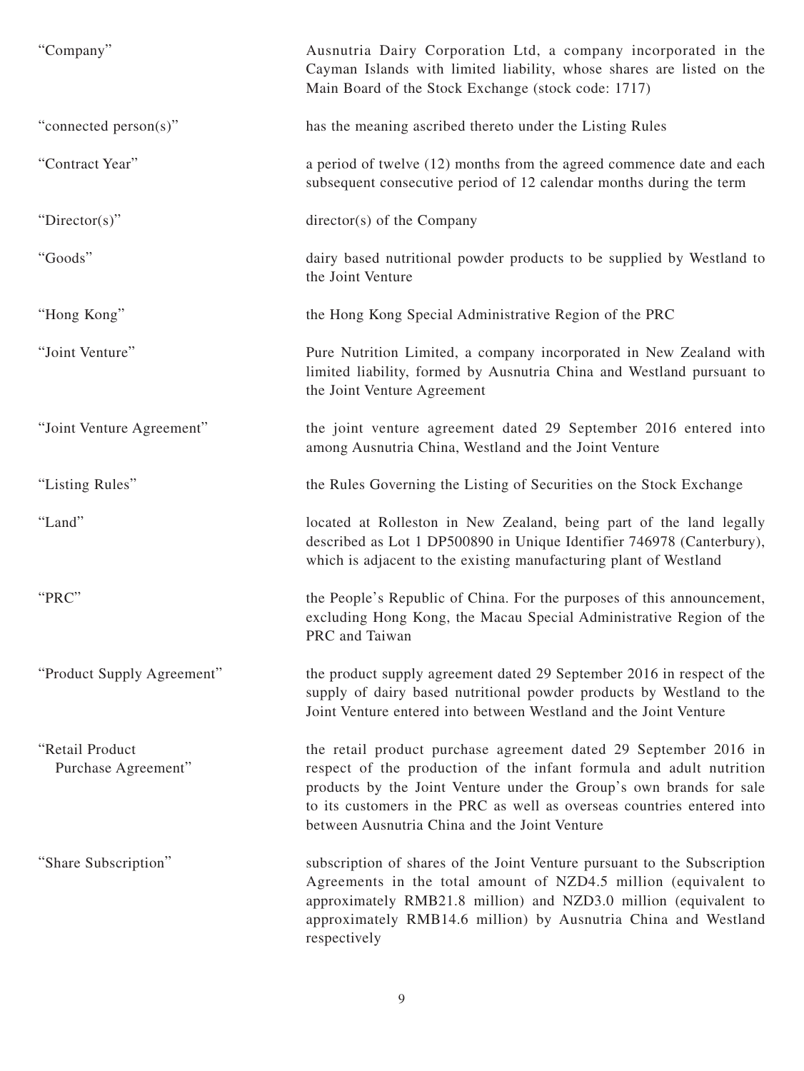| | |
|---|---|
| "Company" | Ausnutria Dairy Corporation Ltd, a company incorporated in the Cayman Islands with limited liability, whose shares are listed on the Main Board of the Stock Exchange (stock code: 1717) |
| "connected person(s)" | has the meaning ascribed thereto under the Listing Rules |
| "Contract Year" | a period of twelve (12) months from the agreed commence date and each subsequent consecutive period of 12 calendar months during the term |
| "Director(s)" | director(s) of the Company |
| "Goods" | dairy based nutritional powder products to be supplied by Westland to the Joint Venture |
| "Hong Kong" | the Hong Kong Special Administrative Region of the PRC |
| "Joint Venture" | Pure Nutrition Limited, a company incorporated in New Zealand with limited liability, formed by Ausnutria China and Westland pursuant to the Joint Venture Agreement |
| "Joint Venture Agreement" | the joint venture agreement dated 29 September 2016 entered into among Ausnutria China, Westland and the Joint Venture |
| "Listing Rules" | the Rules Governing the Listing of Securities on the Stock Exchange |
| "Land" | located at Rolleston in New Zealand, being part of the land legally described as Lot 1 DP500890 in Unique Identifier 746978 (Canterbury), which is adjacent to the existing manufacturing plant of Westland |
| "PRC" | the People's Republic of China. For the purposes of this announcement, excluding Hong Kong, the Macau Special Administrative Region of the PRC and Taiwan |
| "Product Supply Agreement" | the product supply agreement dated 29 September 2016 in respect of the supply of dairy based nutritional powder products by Westland to the Joint Venture entered into between Westland and the Joint Venture |
| "Retail Product Purchase Agreement" | the retail product purchase agreement dated 29 September 2016 in respect of the production of the infant formula and adult nutrition products by the Joint Venture under the Group's own brands for sale to its customers in the PRC as well as overseas countries entered into between Ausnutria China and the Joint Venture |
| "Share Subscription" | subscription of shares of the Joint Venture pursuant to the Subscription Agreements in the total amount of NZD4.5 million (equivalent to approximately RMB21.8 million) and NZD3.0 million (equivalent to approximately RMB14.6 million) by Ausnutria China and Westland respectively |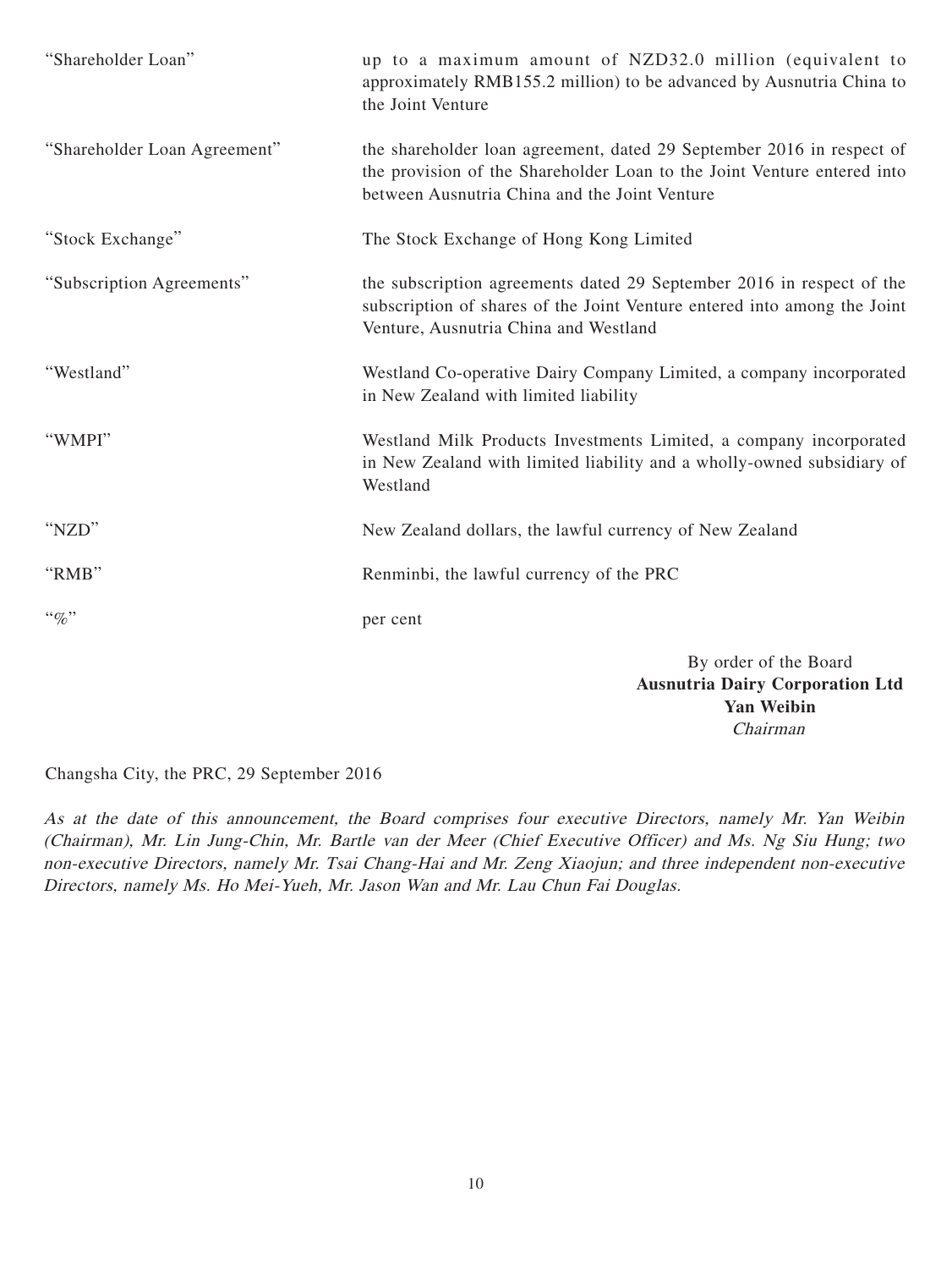| | |
|---|---|
| "Shareholder Loan" | up to a maximum amount of NZD32.0 million (equivalent to approximately RMB155.2 million) to be advanced by Ausnutria China to the Joint Venture |
| "Shareholder Loan Agreement" | the shareholder loan agreement, dated 29 September 2016 in respect of the provision of the Shareholder Loan to the Joint Venture entered into between Ausnutria China and the Joint Venture |
| "Stock Exchange" | The Stock Exchange of Hong Kong Limited |
| "Subscription Agreements" | the subscription agreements dated 29 September 2016 in respect of the subscription of shares of the Joint Venture entered into among the Joint Venture, Ausnutria China and Westland |
| "Westland" | Westland Co-operative Dairy Company Limited, a company incorporated in New Zealand with limited liability |
| "WMPI" | Westland Milk Products Investments Limited, a company incorporated in New Zealand with limited liability and a wholly-owned subsidiary of Westland |
| "NZD" | New Zealand dollars, the lawful currency of New Zealand |
| "RMB" | Renminbi, the lawful currency of the PRC |
| "%" | per cent |

By order of the Board
**Ausnutria Dairy Corporation Ltd**
**Yan Weibin**
*Chairman*

Changsha City, the PRC, 29 September 2016

*As at the date of this announcement, the Board comprises four executive Directors, namely Mr. Yan Weibin (Chairman), Mr. Lin Jung-Chin, Mr. Bartle van der Meer (Chief Executive Officer) and Ms. Ng Siu Hung; two non-executive Directors, namely Mr. Tsai Chang-Hai and Mr. Zeng Xiaojun; and three independent non-executive Directors, namely Ms. Ho Mei-Yueh, Mr. Jason Wan and Mr. Lau Chun Fai Douglas.*